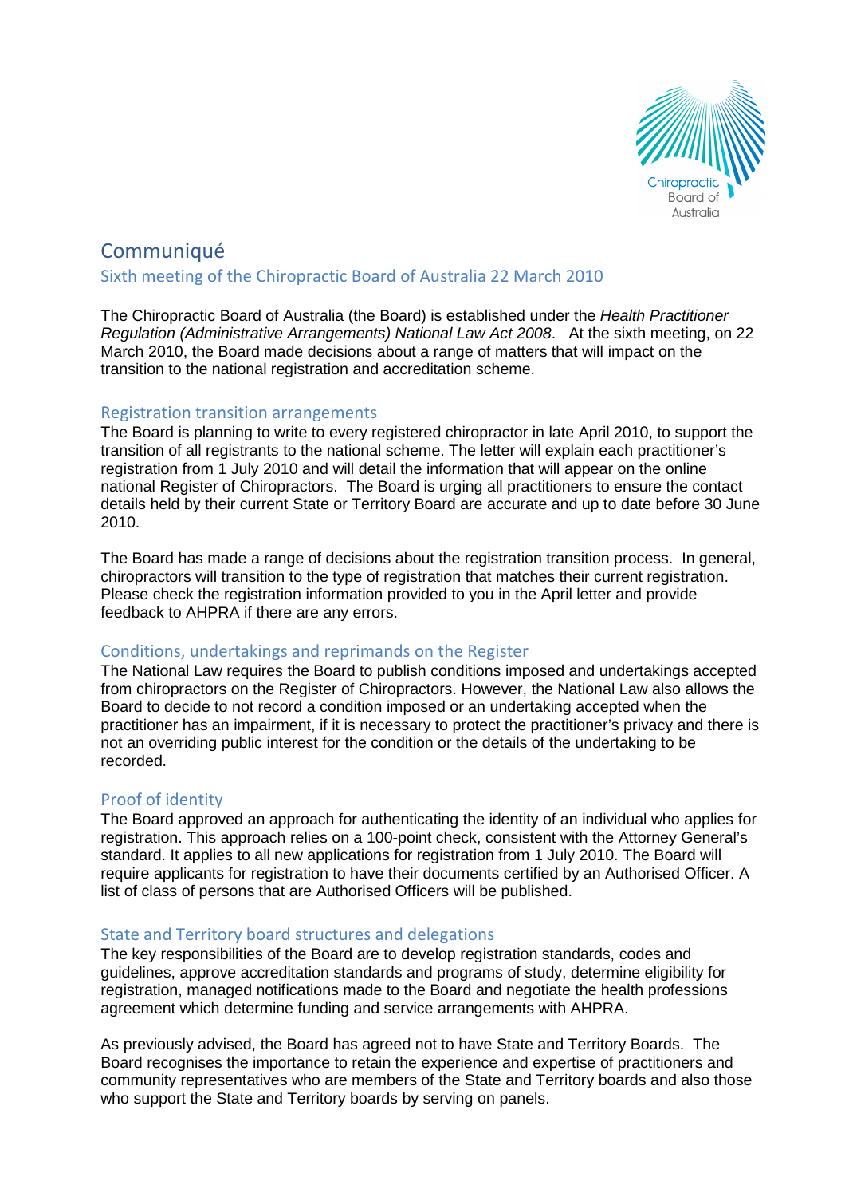# Communiqué

## Sixth meeting of the Chiropractic Board of Australia 22 March 2010

The Chiropractic Board of Australia (the Board) is established under the *Health Practitioner Regulation (Administrative Arrangements) National Law Act 2008*. At the sixth meeting, on 22 March 2010, the Board made decisions about a range of matters that will impact on the transition to the national registration and accreditation scheme.

### Registration transition arrangements

The Board is planning to write to every registered chiropractor in late April 2010, to support the transition of all registrants to the national scheme. The letter will explain each practitioner's registration from 1 July 2010 and will detail the information that will appear on the online national Register of Chiropractors. The Board is urging all practitioners to ensure the contact details held by their current State or Territory Board are accurate and up to date before 30 June 2010.

The Board has made a range of decisions about the registration transition process. In general, chiropractors will transition to the type of registration that matches their current registration. Please check the registration information provided to you in the April letter and provide feedback to AHPRA if there are any errors.

### Conditions, undertakings and reprimands on the Register

The National Law requires the Board to publish conditions imposed and undertakings accepted from chiropractors on the Register of Chiropractors. However, the National Law also allows the Board to decide to not record a condition imposed or an undertaking accepted when the practitioner has an impairment, if it is necessary to protect the practitioner's privacy and there is not an overriding public interest for the condition or the details of the undertaking to be recorded.

### Proof of identity

The Board approved an approach for authenticating the identity of an individual who applies for registration. This approach relies on a 100-point check, consistent with the Attorney General's standard. It applies to all new applications for registration from 1 July 2010. The Board will require applicants for registration to have their documents certified by an Authorised Officer. A list of class of persons that are Authorised Officers will be published.

### State and Territory board structures and delegations

The key responsibilities of the Board are to develop registration standards, codes and guidelines, approve accreditation standards and programs of study, determine eligibility for registration, managed notifications made to the Board and negotiate the health professions agreement which determine funding and service arrangements with AHPRA.

As previously advised, the Board has agreed not to have State and Territory Boards. The Board recognises the importance to retain the experience and expertise of practitioners and community representatives who are members of the State and Territory boards and also those who support the State and Territory boards by serving on panels.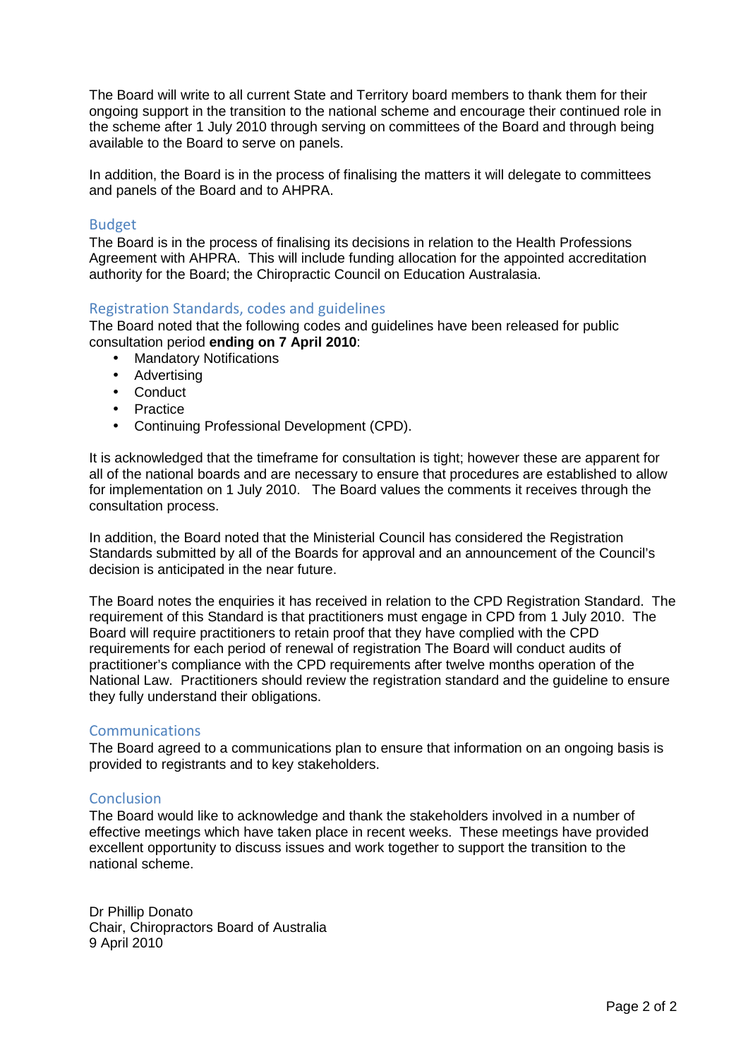The Board will write to all current State and Territory board members to thank them for their ongoing support in the transition to the national scheme and encourage their continued role in the scheme after 1 July 2010 through serving on committees of the Board and through being available to the Board to serve on panels.

In addition, the Board is in the process of finalising the matters it will delegate to committees and panels of the Board and to AHPRA.

## Budget

The Board is in the process of finalising its decisions in relation to the Health Professions Agreement with AHPRA. This will include funding allocation for the appointed accreditation authority for the Board; the Chiropractic Council on Education Australasia.

## Registration Standards, codes and guidelines

The Board noted that the following codes and guidelines have been released for public consultation period **ending on 7 April 2010**:

- Mandatory Notifications
- Advertising
- Conduct
- Practice
- Continuing Professional Development (CPD).

It is acknowledged that the timeframe for consultation is tight; however these are apparent for all of the national boards and are necessary to ensure that procedures are established to allow for implementation on 1 July 2010. The Board values the comments it receives through the consultation process.

In addition, the Board noted that the Ministerial Council has considered the Registration Standards submitted by all of the Boards for approval and an announcement of the Council's decision is anticipated in the near future.

The Board notes the enquiries it has received in relation to the CPD Registration Standard. The requirement of this Standard is that practitioners must engage in CPD from 1 July 2010. The Board will require practitioners to retain proof that they have complied with the CPD requirements for each period of renewal of registration The Board will conduct audits of practitioner's compliance with the CPD requirements after twelve months operation of the National Law. Practitioners should review the registration standard and the guideline to ensure they fully understand their obligations.

## Communications

The Board agreed to a communications plan to ensure that information on an ongoing basis is provided to registrants and to key stakeholders.

## Conclusion

The Board would like to acknowledge and thank the stakeholders involved in a number of effective meetings which have taken place in recent weeks. These meetings have provided excellent opportunity to discuss issues and work together to support the transition to the national scheme.

Dr Phillip Donato
Chair, Chiropractors Board of Australia
9 April 2010